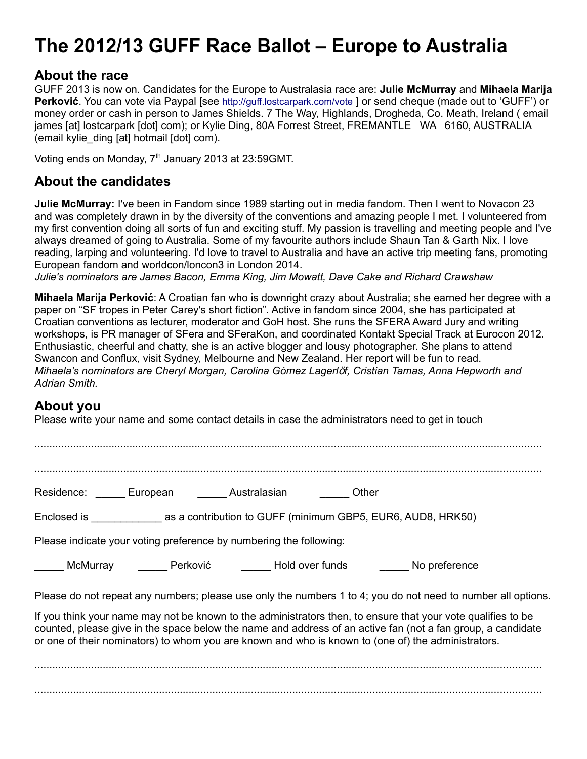# The 2012/13 GUFF Race Ballot – Europe to Australia

## About the race

GUFF 2013 is now on. Candidates for the Europe to Australasia race are: **Julie McMurray** and **Mihaela Marija Perković**. You can vote via Paypal [see http://guff.lostcarpark.com/vote ] or send cheque (made out to 'GUFF') or money order or cash in person to James Shields. 7 The Way, Highlands, Drogheda, Co. Meath, Ireland ( email james [at] lostcarpark [dot] com); or Kylie Ding, 80A Forrest Street, FREMANTLE WA 6160, AUSTRALIA (email kylie_ding [at] hotmail [dot] com).

Voting ends on Monday, 7th January 2013 at 23:59GMT.

## About the candidates

**Julie McMurray:** I've been in Fandom since 1989 starting out in media fandom. Then I went to Novacon 23 and was completely drawn in by the diversity of the conventions and amazing people I met. I volunteered from my first convention doing all sorts of fun and exciting stuff. My passion is travelling and meeting people and I've always dreamed of going to Australia. Some of my favourite authors include Shaun Tan & Garth Nix. I love reading, larping and volunteering. I'd love to travel to Australia and have an active trip meeting fans, promoting European fandom and worldcon/loncon3 in London 2014.
*Julie's nominators are James Bacon, Emma King, Jim Mowatt, Dave Cake and Richard Crawshaw*

**Mihaela Marija Perković**: A Croatian fan who is downright crazy about Australia; she earned her degree with a paper on "SF tropes in Peter Carey's short fiction". Active in fandom since 2004, she has participated at Croatian conventions as lecturer, moderator and GoH host. She runs the SFERA Award Jury and writing workshops, is PR manager of SFera and SFeraKon, and coordinated Kontakt Special Track at Eurocon 2012. Enthusiastic, cheerful and chatty, she is an active blogger and lousy photographer. She plans to attend Swancon and Conflux, visit Sydney, Melbourne and New Zealand. Her report will be fun to read.
*Mihaela's nominators are Cheryl Morgan, Carolina Gómez Lagerlöf, Cristian Tamas, Anna Hepworth and Adrian Smith.*

## About you

Please write your name and some contact details in case the administrators need to get in touch

..........................................................................................................................................................

..........................................................................................................................................................

Residence: _____ European _____ Australasian _____ Other

Enclosed is ____________ as a contribution to GUFF (minimum GBP5, EUR6, AUD8, HRK50)

Please indicate your voting preference by numbering the following:

_____ McMurray _____ Perković _____ Hold over funds _____ No preference

Please do not repeat any numbers; please use only the numbers 1 to 4; you do not need to number all options.

If you think your name may not be known to the administrators then, to ensure that your vote qualifies to be counted, please give in the space below the name and address of an active fan (not a fan group, a candidate or one of their nominators) to whom you are known and who is known to (one of) the administrators.

..........................................................................................................................................................

..........................................................................................................................................................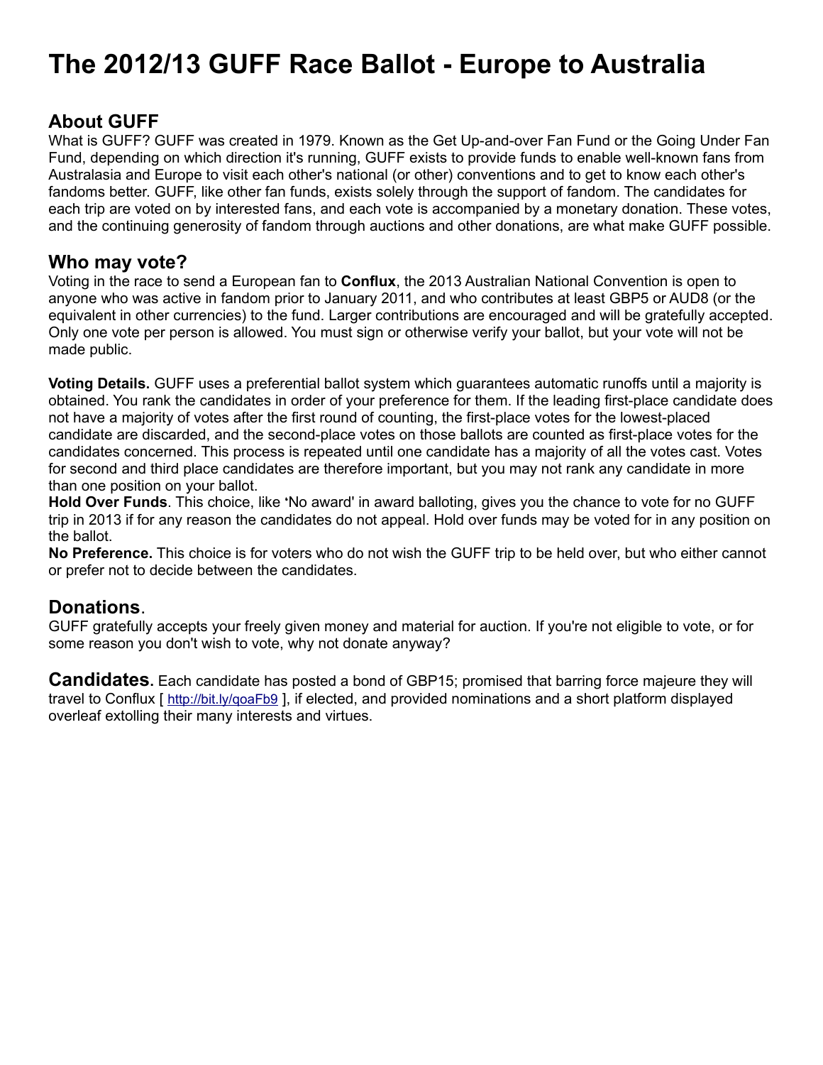# The 2012/13 GUFF Race Ballot - Europe to Australia

## About GUFF

What is GUFF? GUFF was created in 1979. Known as the Get Up-and-over Fan Fund or the Going Under Fan Fund, depending on which direction it's running, GUFF exists to provide funds to enable well-known fans from Australasia and Europe to visit each other's national (or other) conventions and to get to know each other's fandoms better. GUFF, like other fan funds, exists solely through the support of fandom. The candidates for each trip are voted on by interested fans, and each vote is accompanied by a monetary donation. These votes, and the continuing generosity of fandom through auctions and other donations, are what make GUFF possible.

## Who may vote?

Voting in the race to send a European fan to **Conflux**, the 2013 Australian National Convention is open to anyone who was active in fandom prior to January 2011, and who contributes at least GBP5 or AUD8 (or the equivalent in other currencies) to the fund. Larger contributions are encouraged and will be gratefully accepted. Only one vote per person is allowed. You must sign or otherwise verify your ballot, but your vote will not be made public.

**Voting Details.** GUFF uses a preferential ballot system which guarantees automatic runoffs until a majority is obtained. You rank the candidates in order of your preference for them. If the leading first-place candidate does not have a majority of votes after the first round of counting, the first-place votes for the lowest-placed candidate are discarded, and the second-place votes on those ballots are counted as first-place votes for the candidates concerned. This process is repeated until one candidate has a majority of all the votes cast. Votes for second and third place candidates are therefore important, but you may not rank any candidate in more than one position on your ballot.

**Hold Over Funds**. This choice, like 'No award' in award balloting, gives you the chance to vote for no GUFF trip in 2013 if for any reason the candidates do not appeal. Hold over funds may be voted for in any position on the ballot.

**No Preference.** This choice is for voters who do not wish the GUFF trip to be held over, but who either cannot or prefer not to decide between the candidates.

## Donations.

GUFF gratefully accepts your freely given money and material for auction. If you're not eligible to vote, or for some reason you don't wish to vote, why not donate anyway?

## Candidates.

Each candidate has posted a bond of GBP15; promised that barring force majeure they will travel to Conflux [ http://bit.ly/qoaFb9 ], if elected, and provided nominations and a short platform displayed overleaf extolling their many interests and virtues.